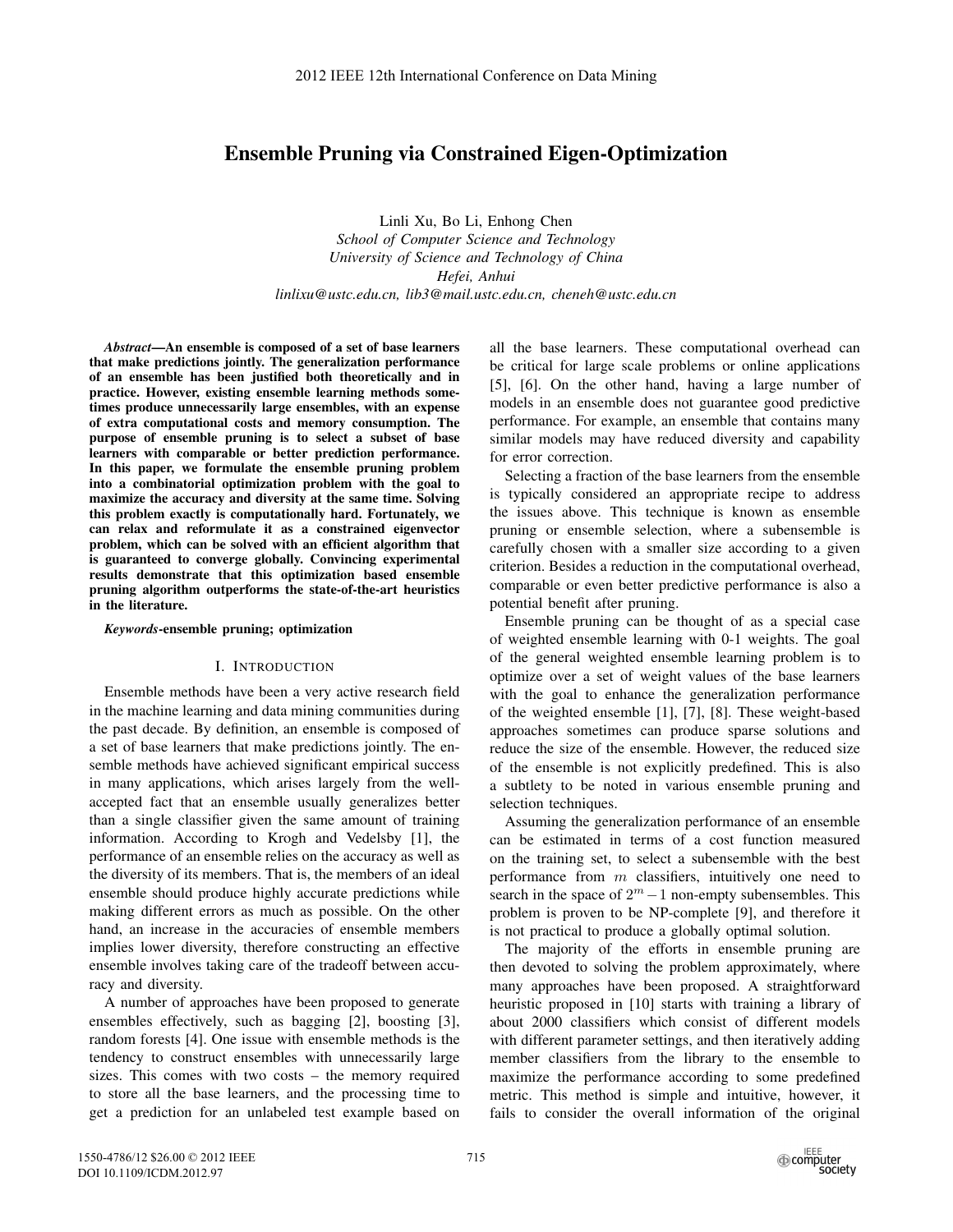# Ensemble Pruning via Constrained Eigen-Optimization

Linli Xu, Bo Li, Enhong Chen

*School of Computer Science and Technology*
*University of Science and Technology of China*
*Hefei, Anhui*
*linlixu@ustc.edu.cn, lib3@mail.ustc.edu.cn, cheneh@ustc.edu.cn*

***Abstract*—An ensemble is composed of a set of base learners that make predictions jointly. The generalization performance of an ensemble has been justified both theoretically and in practice. However, existing ensemble learning methods sometimes produce unnecessarily large ensembles, with an expense of extra computational costs and memory consumption. The purpose of ensemble pruning is to select a subset of base learners with comparable or better prediction performance. In this paper, we formulate the ensemble pruning problem into a combinatorial optimization problem with the goal to maximize the accuracy and diversity at the same time. Solving this problem exactly is computationally hard. Fortunately, we can relax and reformulate it as a constrained eigenvector problem, which can be solved with an efficient algorithm that is guaranteed to converge globally. Convincing experimental results demonstrate that this optimization based ensemble pruning algorithm outperforms the state-of-the-art heuristics in the literature.**

***Keywords*-ensemble pruning; optimization**

## I. Introduction

Ensemble methods have been a very active research field in the machine learning and data mining communities during the past decade. By definition, an ensemble is composed of a set of base learners that make predictions jointly. The ensemble methods have achieved significant empirical success in many applications, which arises largely from the well-accepted fact that an ensemble usually generalizes better than a single classifier given the same amount of training information. According to Krogh and Vedelsby [1], the performance of an ensemble relies on the accuracy as well as the diversity of its members. That is, the members of an ideal ensemble should produce highly accurate predictions while making different errors as much as possible. On the other hand, an increase in the accuracies of ensemble members implies lower diversity, therefore constructing an effective ensemble involves taking care of the tradeoff between accuracy and diversity.

A number of approaches have been proposed to generate ensembles effectively, such as bagging [2], boosting [3], random forests [4]. One issue with ensemble methods is the tendency to construct ensembles with unnecessarily large sizes. This comes with two costs – the memory required to store all the base learners, and the processing time to get a prediction for an unlabeled test example based on all the base learners. These computational overhead can be critical for large scale problems or online applications [5], [6]. On the other hand, having a large number of models in an ensemble does not guarantee good predictive performance. For example, an ensemble that contains many similar models may have reduced diversity and capability for error correction.

Selecting a fraction of the base learners from the ensemble is typically considered an appropriate recipe to address the issues above. This technique is known as ensemble pruning or ensemble selection, where a subensemble is carefully chosen with a smaller size according to a given criterion. Besides a reduction in the computational overhead, comparable or even better predictive performance is also a potential benefit after pruning.

Ensemble pruning can be thought of as a special case of weighted ensemble learning with 0-1 weights. The goal of the general weighted ensemble learning problem is to optimize over a set of weight values of the base learners with the goal to enhance the generalization performance of the weighted ensemble [1], [7], [8]. These weight-based approaches sometimes can produce sparse solutions and reduce the size of the ensemble. However, the reduced size of the ensemble is not explicitly predefined. This is also a subtlety to be noted in various ensemble pruning and selection techniques.

Assuming the generalization performance of an ensemble can be estimated in terms of a cost function measured on the training set, to select a subensemble with the best performance from $m$ classifiers, intuitively one need to search in the space of $2^m - 1$ non-empty subensembles. This problem is proven to be NP-complete [9], and therefore it is not practical to produce a globally optimal solution.

The majority of the efforts in ensemble pruning are then devoted to solving the problem approximately, where many approaches have been proposed. A straightforward heuristic proposed in [10] starts with training a library of about 2000 classifiers which consist of different models with different parameter settings, and then iteratively adding member classifiers from the library to the ensemble to maximize the performance according to some predefined metric. This method is simple and intuitive, however, it fails to consider the overall information of the original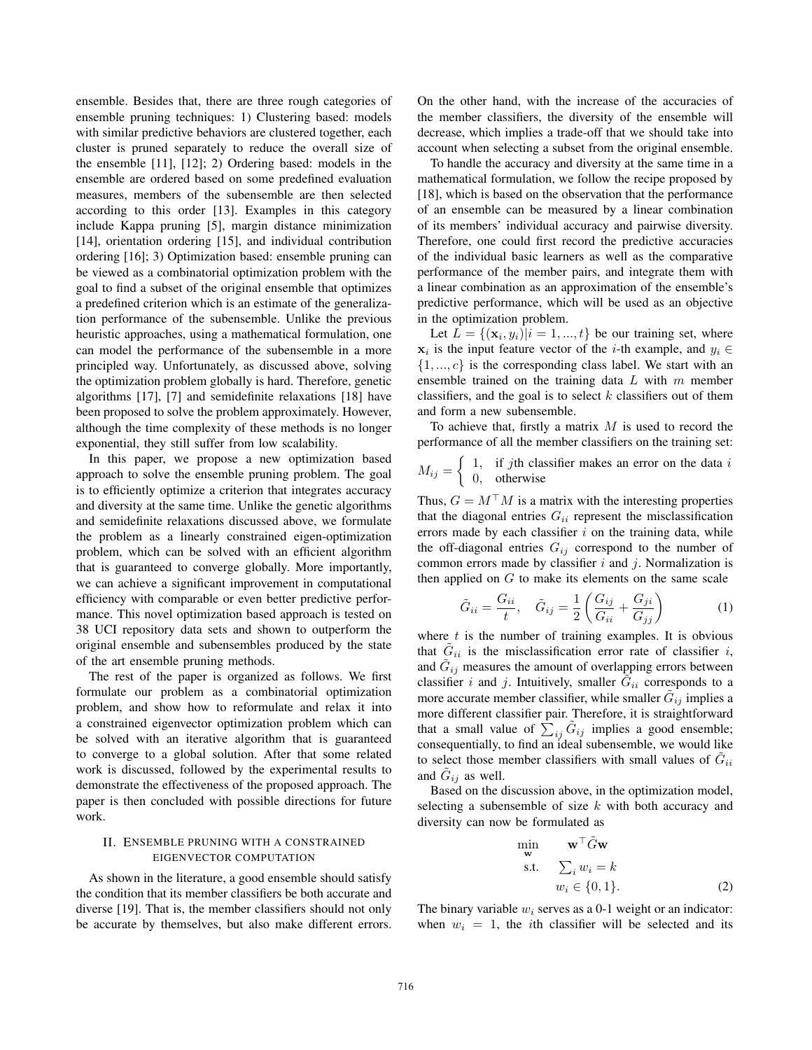ensemble. Besides that, there are three rough categories of ensemble pruning techniques: 1) Clustering based: models with similar predictive behaviors are clustered together, each cluster is pruned separately to reduce the overall size of the ensemble [11], [12]; 2) Ordering based: models in the ensemble are ordered based on some predefined evaluation measures, members of the subensemble are then selected according to this order [13]. Examples in this category include Kappa pruning [5], margin distance minimization [14], orientation ordering [15], and individual contribution ordering [16]; 3) Optimization based: ensemble pruning can be viewed as a combinatorial optimization problem with the goal to find a subset of the original ensemble that optimizes a predefined criterion which is an estimate of the generalization performance of the subensemble. Unlike the previous heuristic approaches, using a mathematical formulation, one can model the performance of the subensemble in a more principled way. Unfortunately, as discussed above, solving the optimization problem globally is hard. Therefore, genetic algorithms [17], [7] and semidefinite relaxations [18] have been proposed to solve the problem approximately. However, although the time complexity of these methods is no longer exponential, they still suffer from low scalability.

In this paper, we propose a new optimization based approach to solve the ensemble pruning problem. The goal is to efficiently optimize a criterion that integrates accuracy and diversity at the same time. Unlike the genetic algorithms and semidefinite relaxations discussed above, we formulate the problem as a linearly constrained eigen-optimization problem, which can be solved with an efficient algorithm that is guaranteed to converge globally. More importantly, we can achieve a significant improvement in computational efficiency with comparable or even better predictive performance. This novel optimization based approach is tested on 38 UCI repository data sets and shown to outperform the original ensemble and subensembles produced by the state of the art ensemble pruning methods.

The rest of the paper is organized as follows. We first formulate our problem as a combinatorial optimization problem, and show how to reformulate and relax it into a constrained eigenvector optimization problem which can be solved with an iterative algorithm that is guaranteed to converge to a global solution. After that some related work is discussed, followed by the experimental results to demonstrate the effectiveness of the proposed approach. The paper is then concluded with possible directions for future work.

## II. Ensemble pruning with a constrained eigenvector computation

As shown in the literature, a good ensemble should satisfy the condition that its member classifiers be both accurate and diverse [19]. That is, the member classifiers should not only be accurate by themselves, but also make different errors. On the other hand, with the increase of the accuracies of the member classifiers, the diversity of the ensemble will decrease, which implies a trade-off that we should take into account when selecting a subset from the original ensemble.

To handle the accuracy and diversity at the same time in a mathematical formulation, we follow the recipe proposed by [18], which is based on the observation that the performance of an ensemble can be measured by a linear combination of its members' individual accuracy and pairwise diversity. Therefore, one could first record the predictive accuracies of the individual basic learners as well as the comparative performance of the member pairs, and integrate them with a linear combination as an approximation of the ensemble's predictive performance, which will be used as an objective in the optimization problem.

Let $L = \{(\mathbf{x}_i, y_i) | i = 1, ..., t\}$ be our training set, where $\mathbf{x}_i$ is the input feature vector of the $i$-th example, and $y_i \in \{1, ..., c\}$ is the corresponding class label. We start with an ensemble trained on the training data $L$ with $m$ member classifiers, and the goal is to select $k$ classifiers out of them and form a new subensemble.

To achieve that, firstly a matrix $M$ is used to record the performance of all the member classifiers on the training set:

$$M_{ij} = \begin{cases} 1, & \text{if } j\text{th classifier makes an error on the data } i \\ 0, & \text{otherwise} \end{cases}$$

Thus, $G = M^\top M$ is a matrix with the interesting properties that the diagonal entries $G_{ii}$ represent the misclassification errors made by each classifier $i$ on the training data, while the off-diagonal entries $G_{ij}$ correspond to the number of common errors made by classifier $i$ and $j$. Normalization is then applied on $G$ to make its elements on the same scale

$$\tilde{G}_{ii} = \frac{G_{ii}}{t}, \quad \tilde{G}_{ij} = \frac{1}{2}\left(\frac{G_{ij}}{G_{ii}} + \frac{G_{ji}}{G_{jj}}\right) \tag{1}$$

where $t$ is the number of training examples. It is obvious that $\tilde{G}_{ii}$ is the misclassification error rate of classifier $i$, and $\tilde{G}_{ij}$ measures the amount of overlapping errors between classifier $i$ and $j$. Intuitively, smaller $\tilde{G}_{ii}$ corresponds to a more accurate member classifier, while smaller $\tilde{G}_{ij}$ implies a more different classifier pair. Therefore, it is straightforward that a small value of $\sum_{ij} \tilde{G}_{ij}$ implies a good ensemble; consequentially, to find an ideal subensemble, we would like to select those member classifiers with small values of $\tilde{G}_{ii}$ and $\tilde{G}_{ij}$ as well.

Based on the discussion above, in the optimization model, selecting a subensemble of size $k$ with both accuracy and diversity can now be formulated as

$$\begin{aligned} \min_{\mathbf{w}} \quad & \mathbf{w}^\top \tilde{G} \mathbf{w} \\ \text{s.t.} \quad & \textstyle\sum_i w_i = k \\ & w_i \in \{0, 1\}. \end{aligned} \tag{2}$$

The binary variable $w_i$ serves as a 0-1 weight or an indicator: when $w_i = 1$, the $i$th classifier will be selected and its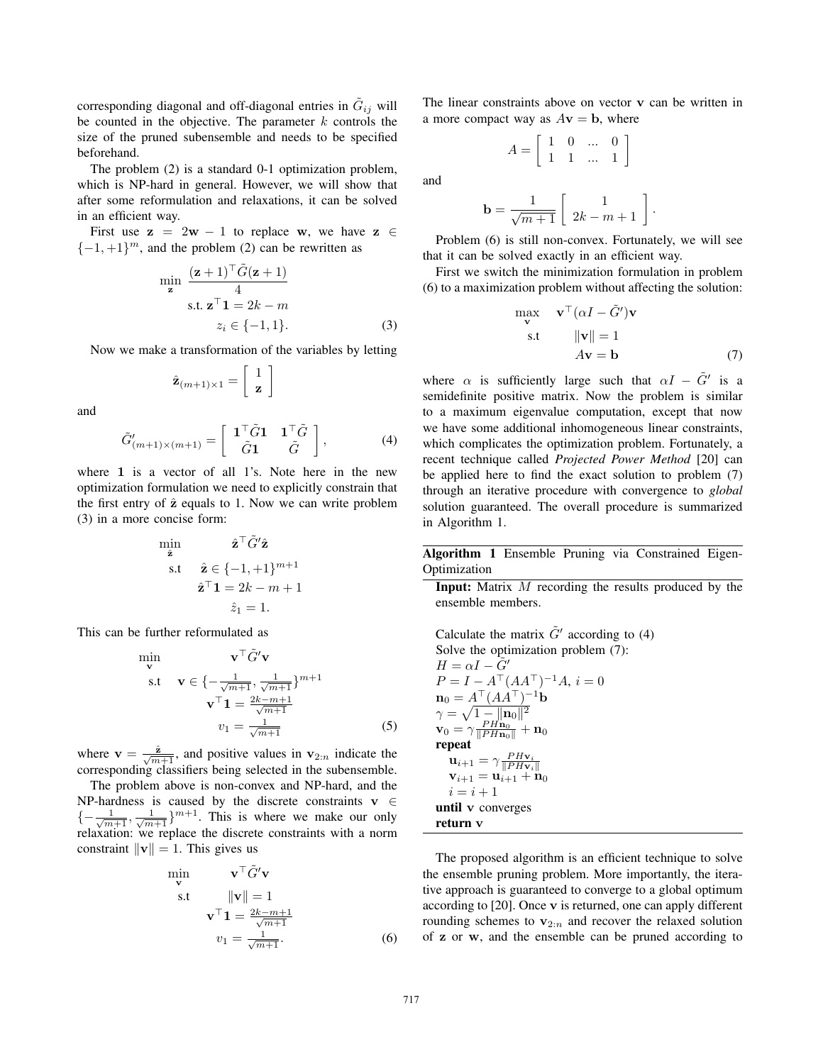corresponding diagonal and off-diagonal entries in $\tilde{G}_{ij}$ will be counted in the objective. The parameter $k$ controls the size of the pruned subensemble and needs to be specified beforehand.

The problem (2) is a standard 0-1 optimization problem, which is NP-hard in general. However, we will show that after some reformulation and relaxations, it can be solved in an efficient way.

First use $\mathbf{z} = 2\mathbf{w} - 1$ to replace $\mathbf{w}$, we have $\mathbf{z} \in \{-1, +1\}^m$, and the problem (2) can be rewritten as

$$\begin{aligned} \min_{\mathbf{z}} \ & \frac{(\mathbf{z}+1)^\top \tilde{G}(\mathbf{z}+1)}{4} \\ \text{s.t. } & \mathbf{z}^\top \mathbf{1} = 2k - m \\ & z_i \in \{-1, 1\}. \end{aligned} \tag{3}$$

Now we make a transformation of the variables by letting

$$\hat{\mathbf{z}}_{(m+1)\times 1} = \begin{bmatrix} 1 \\ \mathbf{z} \end{bmatrix}$$

and

$$\tilde{G}'_{(m+1)\times(m+1)} = \begin{bmatrix} \mathbf{1}^\top \tilde{G}\mathbf{1} & \mathbf{1}^\top \tilde{G} \\ \tilde{G}\mathbf{1} & \tilde{G} \end{bmatrix}, \tag{4}$$

where $\mathbf{1}$ is a vector of all 1's. Note here in the new optimization formulation we need to explicitly constrain that the first entry of $\hat{\mathbf{z}}$ equals to 1. Now we can write problem (3) in a more concise form:

$$\begin{aligned} \min_{\hat{\mathbf{z}}} \ & \hat{\mathbf{z}}^\top \tilde{G}' \hat{\mathbf{z}} \\ \text{s.t } & \hat{\mathbf{z}} \in \{-1, +1\}^{m+1} \\ & \hat{\mathbf{z}}^\top \mathbf{1} = 2k - m + 1 \\ & \hat{z}_1 = 1. \end{aligned}$$

This can be further reformulated as

$$\begin{aligned} \min_{\mathbf{v}} \ & \mathbf{v}^\top \tilde{G}' \mathbf{v} \\ \text{s.t } & \mathbf{v} \in \{-\tfrac{1}{\sqrt{m+1}}, \tfrac{1}{\sqrt{m+1}}\}^{m+1} \\ & \mathbf{v}^\top \mathbf{1} = \tfrac{2k-m+1}{\sqrt{m+1}} \\ & v_1 = \tfrac{1}{\sqrt{m+1}} \end{aligned} \tag{5}$$

where $\mathbf{v} = \frac{\hat{\mathbf{z}}}{\sqrt{m+1}}$, and positive values in $\mathbf{v}_{2:n}$ indicate the corresponding classifiers being selected in the subensemble.

The problem above is non-convex and NP-hard, and the NP-hardness is caused by the discrete constraints $\mathbf{v} \in \{-\frac{1}{\sqrt{m+1}}, \frac{1}{\sqrt{m+1}}\}^{m+1}$. This is where we make our only relaxation: we replace the discrete constraints with a norm constraint $\|\mathbf{v}\| = 1$. This gives us

$$\begin{aligned} \min_{\mathbf{v}} \ & \mathbf{v}^\top \tilde{G}' \mathbf{v} \\ \text{s.t } & \|\mathbf{v}\| = 1 \\ & \mathbf{v}^\top \mathbf{1} = \tfrac{2k-m+1}{\sqrt{m+1}} \\ & v_1 = \tfrac{1}{\sqrt{m+1}}. \end{aligned} \tag{6}$$

The linear constraints above on vector $\mathbf{v}$ can be written in a more compact way as $A\mathbf{v} = \mathbf{b}$, where

$$A = \begin{bmatrix} 1 & 0 & \ldots & 0 \\ 1 & 1 & \ldots & 1 \end{bmatrix}$$

and

$$\mathbf{b} = \frac{1}{\sqrt{m+1}} \begin{bmatrix} 1 \\ 2k - m + 1 \end{bmatrix}.$$

Problem (6) is still non-convex. Fortunately, we will see that it can be solved exactly in an efficient way.

First we switch the minimization formulation in problem (6) to a maximization problem without affecting the solution:

$$\begin{aligned} \max_{\mathbf{v}} \ & \mathbf{v}^\top (\alpha I - \tilde{G}')\mathbf{v} \\ \text{s.t } & \|\mathbf{v}\| = 1 \\ & A\mathbf{v} = \mathbf{b} \end{aligned} \tag{7}$$

where $\alpha$ is sufficiently large such that $\alpha I - \tilde{G}'$ is a semidefinite positive matrix. Now the problem is similar to a maximum eigenvalue computation, except that now we have some additional inhomogeneous linear constraints, which complicates the optimization problem. Fortunately, a recent technique called *Projected Power Method* [20] can be applied here to find the exact solution to problem (7) through an iterative procedure with convergence to *global* solution guaranteed. The overall procedure is summarized in Algorithm 1.

**Algorithm 1** Ensemble Pruning via Constrained Eigen-Optimization

**Input:** Matrix $M$ recording the results produced by the ensemble members.

Calculate the matrix $\tilde{G}'$ according to (4)
Solve the optimization problem (7):
$H = \alpha I - \tilde{G}'$
$P = I - A^\top (AA^\top)^{-1} A$, $i = 0$
$\mathbf{n}_0 = A^\top (AA^\top)^{-1} \mathbf{b}$
$\gamma = \sqrt{1 - \|\mathbf{n}_0\|^2}$
$\mathbf{v}_0 = \gamma \frac{PH\mathbf{n}_0}{\|PH\mathbf{n}_0\|} + \mathbf{n}_0$
**repeat**
  $\mathbf{u}_{i+1} = \gamma \frac{PH\mathbf{v}_i}{\|PH\mathbf{v}_i\|}$
  $\mathbf{v}_{i+1} = \mathbf{u}_{i+1} + \mathbf{n}_0$
  $i = i + 1$
**until** $\mathbf{v}$ converges
**return** $\mathbf{v}$

The proposed algorithm is an efficient technique to solve the ensemble pruning problem. More importantly, the iterative approach is guaranteed to converge to a global optimum according to [20]. Once $\mathbf{v}$ is returned, one can apply different rounding schemes to $\mathbf{v}_{2:n}$ and recover the relaxed solution of $\mathbf{z}$ or $\mathbf{w}$, and the ensemble can be pruned according to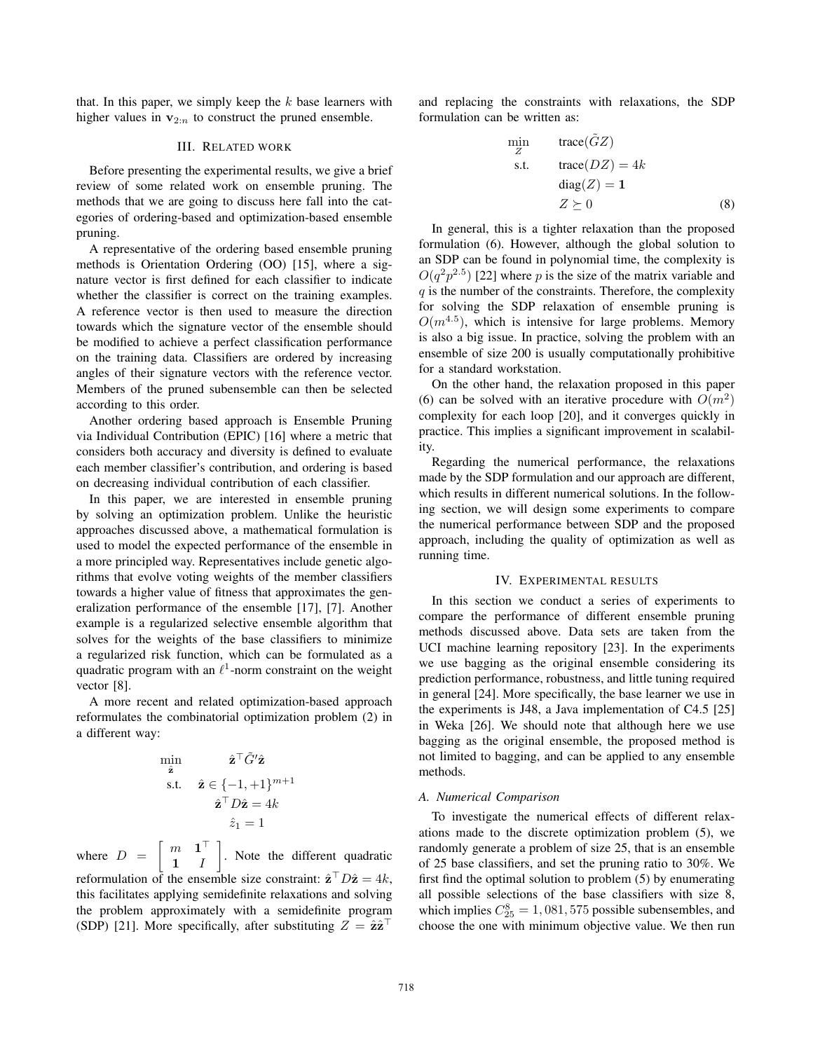that. In this paper, we simply keep the $k$ base learners with higher values in $\mathbf{v}_{2:n}$ to construct the pruned ensemble.

## III. Related work

Before presenting the experimental results, we give a brief review of some related work on ensemble pruning. The methods that we are going to discuss here fall into the categories of ordering-based and optimization-based ensemble pruning.

A representative of the ordering based ensemble pruning methods is Orientation Ordering (OO) [15], where a signature vector is first defined for each classifier to indicate whether the classifier is correct on the training examples. A reference vector is then used to measure the direction towards which the signature vector of the ensemble should be modified to achieve a perfect classification performance on the training data. Classifiers are ordered by increasing angles of their signature vectors with the reference vector. Members of the pruned subensemble can then be selected according to this order.

Another ordering based approach is Ensemble Pruning via Individual Contribution (EPIC) [16] where a metric that considers both accuracy and diversity is defined to evaluate each member classifier's contribution, and ordering is based on decreasing individual contribution of each classifier.

In this paper, we are interested in ensemble pruning by solving an optimization problem. Unlike the heuristic approaches discussed above, a mathematical formulation is used to model the expected performance of the ensemble in a more principled way. Representatives include genetic algorithms that evolve voting weights of the member classifiers towards a higher value of fitness that approximates the generalization performance of the ensemble [17], [7]. Another example is a regularized selective ensemble algorithm that solves for the weights of the base classifiers to minimize a regularized risk function, which can be formulated as a quadratic program with an $\ell^1$-norm constraint on the weight vector [8].

A more recent and related optimization-based approach reformulates the combinatorial optimization problem (2) in a different way:

$$
\begin{aligned}
\min_{\hat{\mathbf{z}}} \quad & \hat{\mathbf{z}}^\top \tilde{G}' \hat{\mathbf{z}} \\
\text{s.t.} \quad & \hat{\mathbf{z}} \in \{-1, +1\}^{m+1} \\
& \hat{\mathbf{z}}^\top D \hat{\mathbf{z}} = 4k \\
& \hat{z}_1 = 1
\end{aligned}
$$

where $D = \begin{bmatrix} m & \mathbf{1}^\top \\ \mathbf{1} & I \end{bmatrix}$. Note the different quadratic reformulation of the ensemble size constraint: $\hat{\mathbf{z}}^\top D \hat{\mathbf{z}} = 4k$, this facilitates applying semidefinite relaxations and solving the problem approximately with a semidefinite program (SDP) [21]. More specifically, after substituting $Z = \hat{\mathbf{z}}\hat{\mathbf{z}}^\top$ and replacing the constraints with relaxations, the SDP formulation can be written as:

$$
\begin{aligned}
\min_{Z} \quad & \text{trace}(\tilde{G}Z) \\
\text{s.t.} \quad & \text{trace}(DZ) = 4k \\
& \text{diag}(Z) = \mathbf{1} \\
& Z \succeq 0
\end{aligned}
\tag{8}
$$

In general, this is a tighter relaxation than the proposed formulation (6). However, although the global solution to an SDP can be found in polynomial time, the complexity is $O(q^2 p^{2.5})$ [22] where $p$ is the size of the matrix variable and $q$ is the number of the constraints. Therefore, the complexity for solving the SDP relaxation of ensemble pruning is $O(m^{4.5})$, which is intensive for large problems. Memory is also a big issue. In practice, solving the problem with an ensemble of size 200 is usually computationally prohibitive for a standard workstation.

On the other hand, the relaxation proposed in this paper (6) can be solved with an iterative procedure with $O(m^2)$ complexity for each loop [20], and it converges quickly in practice. This implies a significant improvement in scalability.

Regarding the numerical performance, the relaxations made by the SDP formulation and our approach are different, which results in different numerical solutions. In the following section, we will design some experiments to compare the numerical performance between SDP and the proposed approach, including the quality of optimization as well as running time.

## IV. Experimental results

In this section we conduct a series of experiments to compare the performance of different ensemble pruning methods discussed above. Data sets are taken from the UCI machine learning repository [23]. In the experiments we use bagging as the original ensemble considering its prediction performance, robustness, and little tuning required in general [24]. More specifically, the base learner we use in the experiments is J48, a Java implementation of C4.5 [25] in Weka [26]. We should note that although here we use bagging as the original ensemble, the proposed method is not limited to bagging, and can be applied to any ensemble methods.

### A. Numerical Comparison

To investigate the numerical effects of different relaxations made to the discrete optimization problem (5), we randomly generate a problem of size 25, that is an ensemble of 25 base classifiers, and set the pruning ratio to 30%. We first find the optimal solution to problem (5) by enumerating all possible selections of the base classifiers with size 8, which implies $C_{25}^{8} = 1,081,575$ possible subensembles, and choose the one with minimum objective value. We then run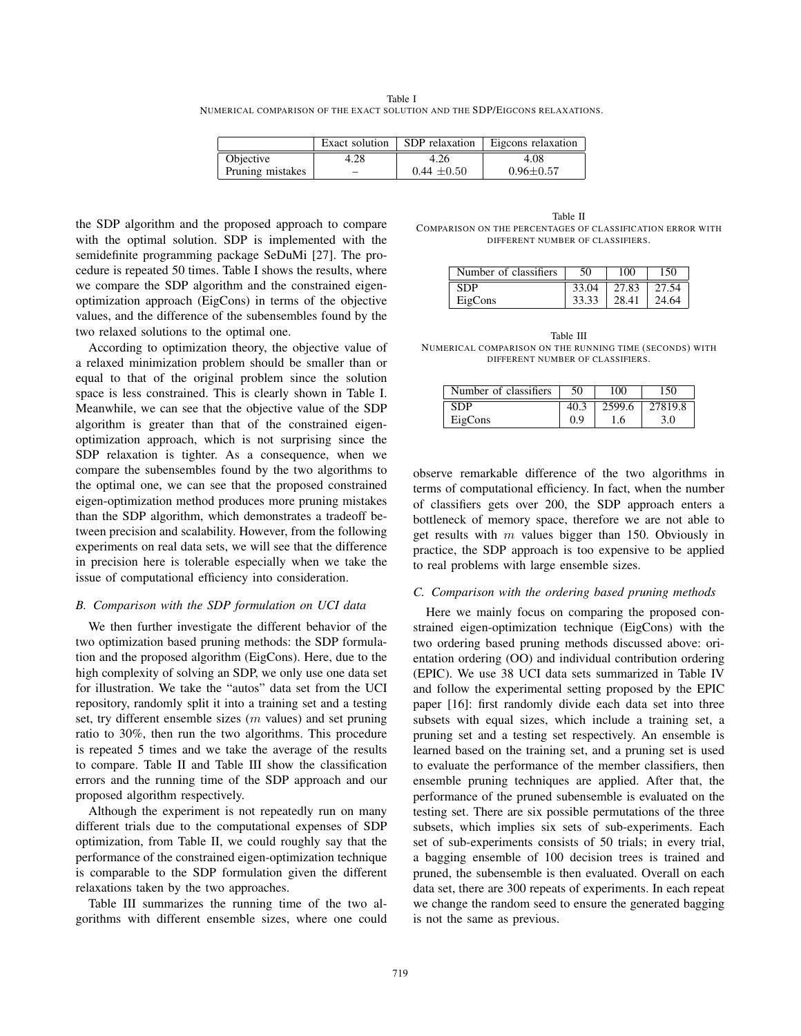Table I
NUMERICAL COMPARISON OF THE EXACT SOLUTION AND THE SDP/EIGCONS RELAXATIONS.

| | Exact solution | SDP relaxation | Eigcons relaxation |
|---|---|---|---|
| Objective | 4.28 | 4.26 | 4.08 |
| Pruning mistakes | – | $0.44 \pm 0.50$ | $0.96 \pm 0.57$ |

the SDP algorithm and the proposed approach to compare with the optimal solution. SDP is implemented with the semidefinite programming package SeDuMi [27]. The procedure is repeated 50 times. Table I shows the results, where we compare the SDP algorithm and the constrained eigen-optimization approach (EigCons) in terms of the objective values, and the difference of the subensembles found by the two relaxed solutions to the optimal one.

According to optimization theory, the objective value of a relaxed minimization problem should be smaller than or equal to that of the original problem since the solution space is less constrained. This is clearly shown in Table I. Meanwhile, we can see that the objective value of the SDP algorithm is greater than that of the constrained eigen-optimization approach, which is not surprising since the SDP relaxation is tighter. As a consequence, when we compare the subensembles found by the two algorithms to the optimal one, we can see that the proposed constrained eigen-optimization method produces more pruning mistakes than the SDP algorithm, which demonstrates a tradeoff between precision and scalability. However, from the following experiments on real data sets, we will see that the difference in precision here is tolerable especially when we take the issue of computational efficiency into consideration.

### *B. Comparison with the SDP formulation on UCI data*

We then further investigate the different behavior of the two optimization based pruning methods: the SDP formulation and the proposed algorithm (EigCons). Here, due to the high complexity of solving an SDP, we only use one data set for illustration. We take the "autos" data set from the UCI repository, randomly split it into a training set and a testing set, try different ensemble sizes ($m$ values) and set pruning ratio to 30%, then run the two algorithms. This procedure is repeated 5 times and we take the average of the results to compare. Table II and Table III show the classification errors and the running time of the SDP approach and our proposed algorithm respectively.

Table II
COMPARISON ON THE PERCENTAGES OF CLASSIFICATION ERROR WITH DIFFERENT NUMBER OF CLASSIFIERS.

| Number of classifiers | 50 | 100 | 150 |
|---|---|---|---|
| SDP | 33.04 | 27.83 | 27.54 |
| EigCons | 33.33 | 28.41 | 24.64 |

Table III
NUMERICAL COMPARISON ON THE RUNNING TIME (SECONDS) WITH DIFFERENT NUMBER OF CLASSIFIERS.

| Number of classifiers | 50 | 100 | 150 |
|---|---|---|---|
| SDP | 40.3 | 2599.6 | 27819.8 |
| EigCons | 0.9 | 1.6 | 3.0 |

Although the experiment is not repeatedly run on many different trials due to the computational expenses of SDP optimization, from Table II, we could roughly say that the performance of the constrained eigen-optimization technique is comparable to the SDP formulation given the different relaxations taken by the two approaches.

Table III summarizes the running time of the two algorithms with different ensemble sizes, where one could observe remarkable difference of the two algorithms in terms of computational efficiency. In fact, when the number of classifiers gets over 200, the SDP approach enters a bottleneck of memory space, therefore we are not able to get results with $m$ values bigger than 150. Obviously in practice, the SDP approach is too expensive to be applied to real problems with large ensemble sizes.

### *C. Comparison with the ordering based pruning methods*

Here we mainly focus on comparing the proposed constrained eigen-optimization technique (EigCons) with the two ordering based pruning methods discussed above: orientation ordering (OO) and individual contribution ordering (EPIC). We use 38 UCI data sets summarized in Table IV and follow the experimental setting proposed by the EPIC paper [16]: first randomly divide each data set into three subsets with equal sizes, which include a training set, a pruning set and a testing set respectively. An ensemble is learned based on the training set, and a pruning set is used to evaluate the performance of the member classifiers, then ensemble pruning techniques are applied. After that, the performance of the pruned subensemble is evaluated on the testing set. There are six possible permutations of the three subsets, which implies six sets of sub-experiments. Each set of sub-experiments consists of 50 trials; in every trial, a bagging ensemble of 100 decision trees is trained and pruned, the subensemble is then evaluated. Overall on each data set, there are 300 repeats of experiments. In each repeat we change the random seed to ensure the generated bagging is not the same as previous.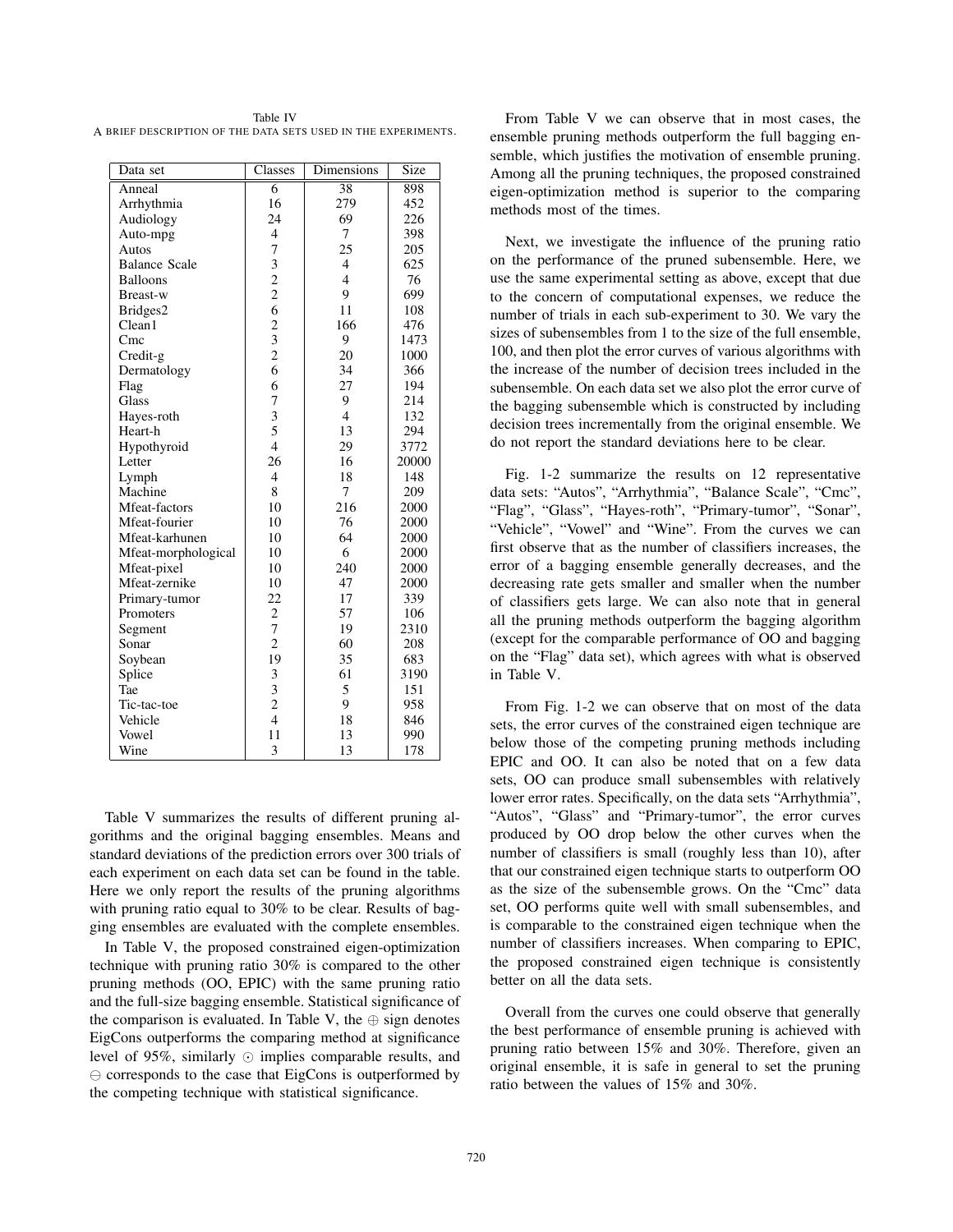Table IV
A BRIEF DESCRIPTION OF THE DATA SETS USED IN THE EXPERIMENTS.

| Data set | Classes | Dimensions | Size |
|---|---|---|---|
| Anneal | 6 | 38 | 898 |
| Arrhythmia | 16 | 279 | 452 |
| Audiology | 24 | 69 | 226 |
| Auto-mpg | 4 | 7 | 398 |
| Autos | 7 | 25 | 205 |
| Balance Scale | 3 | 4 | 625 |
| Balloons | 2 | 4 | 76 |
| Breast-w | 2 | 9 | 699 |
| Bridges2 | 6 | 11 | 108 |
| Clean1 | 2 | 166 | 476 |
| Cmc | 3 | 9 | 1473 |
| Credit-g | 2 | 20 | 1000 |
| Dermatology | 6 | 34 | 366 |
| Flag | 6 | 27 | 194 |
| Glass | 7 | 9 | 214 |
| Hayes-roth | 3 | 4 | 132 |
| Heart-h | 5 | 13 | 294 |
| Hypothyroid | 4 | 29 | 3772 |
| Letter | 26 | 16 | 20000 |
| Lymph | 4 | 18 | 148 |
| Machine | 8 | 7 | 209 |
| Mfeat-factors | 10 | 216 | 2000 |
| Mfeat-fourier | 10 | 76 | 2000 |
| Mfeat-karhunen | 10 | 64 | 2000 |
| Mfeat-morphological | 10 | 6 | 2000 |
| Mfeat-pixel | 10 | 240 | 2000 |
| Mfeat-zernike | 10 | 47 | 2000 |
| Primary-tumor | 22 | 17 | 339 |
| Promoters | 2 | 57 | 106 |
| Segment | 7 | 19 | 2310 |
| Sonar | 2 | 60 | 208 |
| Soybean | 19 | 35 | 683 |
| Splice | 3 | 61 | 3190 |
| Tae | 3 | 5 | 151 |
| Tic-tac-toe | 2 | 9 | 958 |
| Vehicle | 4 | 18 | 846 |
| Vowel | 11 | 13 | 990 |
| Wine | 3 | 13 | 178 |

Table V summarizes the results of different pruning algorithms and the original bagging ensembles. Means and standard deviations of the prediction errors over 300 trials of each experiment on each data set can be found in the table. Here we only report the results of the pruning algorithms with pruning ratio equal to 30% to be clear. Results of bagging ensembles are evaluated with the complete ensembles.

In Table V, the proposed constrained eigen-optimization technique with pruning ratio 30% is compared to the other pruning methods (OO, EPIC) with the same pruning ratio and the full-size bagging ensemble. Statistical significance of the comparison is evaluated. In Table V, the $\oplus$ sign denotes EigCons outperforms the comparing method at significance level of 95%, similarly $\odot$ implies comparable results, and $\ominus$ corresponds to the case that EigCons is outperformed by the competing technique with statistical significance.

From Table V we can observe that in most cases, the ensemble pruning methods outperform the full bagging ensemble, which justifies the motivation of ensemble pruning. Among all the pruning techniques, the proposed constrained eigen-optimization method is superior to the comparing methods most of the times.

Next, we investigate the influence of the pruning ratio on the performance of the pruned subensemble. Here, we use the same experimental setting as above, except that due to the concern of computational expenses, we reduce the number of trials in each sub-experiment to 30. We vary the sizes of subensembles from 1 to the size of the full ensemble, 100, and then plot the error curves of various algorithms with the increase of the number of decision trees included in the subensemble. On each data set we also plot the error curve of the bagging subensemble which is constructed by including decision trees incrementally from the original ensemble. We do not report the standard deviations here to be clear.

Fig. 1-2 summarize the results on 12 representative data sets: "Autos", "Arrhythmia", "Balance Scale", "Cmc", "Flag", "Glass", "Hayes-roth", "Primary-tumor", "Sonar", "Vehicle", "Vowel" and "Wine". From the curves we can first observe that as the number of classifiers increases, the error of a bagging ensemble generally decreases, and the decreasing rate gets smaller and smaller when the number of classifiers gets large. We can also note that in general all the pruning methods outperform the bagging algorithm (except for the comparable performance of OO and bagging on the "Flag" data set), which agrees with what is observed in Table V.

From Fig. 1-2 we can observe that on most of the data sets, the error curves of the constrained eigen technique are below those of the competing pruning methods including EPIC and OO. It can also be noted that on a few data sets, OO can produce small subensembles with relatively lower error rates. Specifically, on the data sets "Arrhythmia", "Autos", "Glass" and "Primary-tumor", the error curves produced by OO drop below the other curves when the number of classifiers is small (roughly less than 10), after that our constrained eigen technique starts to outperform OO as the size of the subensemble grows. On the "Cmc" data set, OO performs quite well with small subensembles, and is comparable to the constrained eigen technique when the number of classifiers increases. When comparing to EPIC, the proposed constrained eigen technique is consistently better on all the data sets.

Overall from the curves one could observe that generally the best performance of ensemble pruning is achieved with pruning ratio between 15% and 30%. Therefore, given an original ensemble, it is safe in general to set the pruning ratio between the values of 15% and 30%.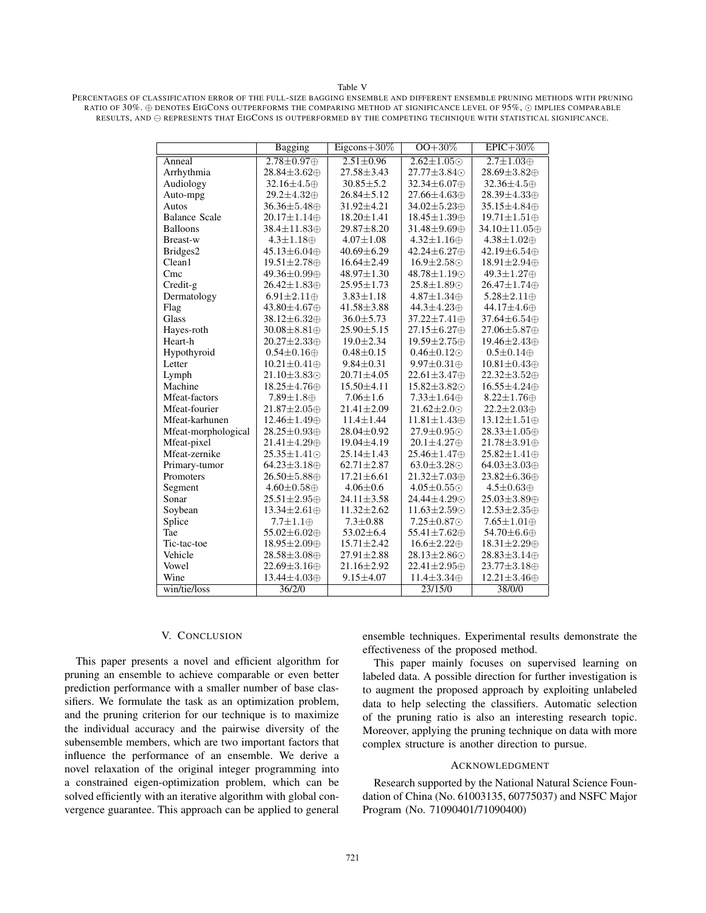Table V

PERCENTAGES OF CLASSIFICATION ERROR OF THE FULL-SIZE BAGGING ENSEMBLE AND DIFFERENT ENSEMBLE PRUNING METHODS WITH PRUNING RATIO OF 30%. ⊕ DENOTES EIGCONS OUTPERFORMS THE COMPARING METHOD AT SIGNIFICANCE LEVEL OF 95%, ⊙ IMPLIES COMPARABLE RESULTS, AND ⊖ REPRESENTS THAT EIGCONS IS OUTPERFORMED BY THE COMPETING TECHNIQUE WITH STATISTICAL SIGNIFICANCE.

| | Bagging | Eigcons+30% | OO+30% | EPIC+30% |
|---|---|---|---|---|
| Anneal | 2.78±0.97⊕ | 2.51±0.96 | 2.62±1.05⊙ | 2.7±1.03⊕ |
| Arrhythmia | 28.84±3.62⊕ | 27.58±3.43 | 27.77±3.84⊙ | 28.69±3.82⊕ |
| Audiology | 32.16±4.5⊕ | 30.85±5.2 | 32.34±6.07⊕ | 32.36±4.5⊕ |
| Auto-mpg | 29.2±4.32⊕ | 26.84±5.12 | 27.66±4.63⊕ | 28.39±4.33⊕ |
| Autos | 36.36±5.48⊕ | 31.92±4.21 | 34.02±5.23⊕ | 35.15±4.84⊕ |
| Balance Scale | 20.17±1.14⊕ | 18.20±1.41 | 18.45±1.39⊕ | 19.71±1.51⊕ |
| Balloons | 38.4±11.83⊕ | 29.87±8.20 | 31.48±9.69⊕ | 34.10±11.05⊕ |
| Breast-w | 4.3±1.18⊕ | 4.07±1.08 | 4.32±1.16⊕ | 4.38±1.02⊕ |
| Bridges2 | 45.13±6.04⊕ | 40.69±6.29 | 42.24±6.27⊕ | 42.19±6.54⊕ |
| Clean1 | 19.51±2.78⊕ | 16.64±2.49 | 16.9±2.58⊙ | 18.91±2.94⊕ |
| Cmc | 49.36±0.99⊕ | 48.97±1.30 | 48.78±1.19⊙ | 49.3±1.27⊕ |
| Credit-g | 26.42±1.83⊕ | 25.95±1.73 | 25.8±1.89⊙ | 26.47±1.74⊕ |
| Dermatology | 6.91±2.11⊕ | 3.83±1.18 | 4.87±1.34⊕ | 5.28±2.11⊕ |
| Flag | 43.80±4.67⊕ | 41.58±3.88 | 44.3±4.23⊕ | 44.17±4.6⊕ |
| Glass | 38.12±6.32⊕ | 36.0±5.73 | 37.22±7.41⊕ | 37.64±6.54⊕ |
| Hayes-roth | 30.08±8.81⊕ | 25.90±5.15 | 27.15±6.27⊕ | 27.06±5.87⊕ |
| Heart-h | 20.27±2.33⊕ | 19.0±2.34 | 19.59±2.75⊕ | 19.46±2.43⊕ |
| Hypothyroid | 0.54±0.16⊕ | 0.48±0.15 | 0.46±0.12⊙ | 0.5±0.14⊕ |
| Letter | 10.21±0.41⊕ | 9.84±0.31 | 9.97±0.31⊕ | 10.81±0.43⊕ |
| Lymph | 21.10±3.83⊙ | 20.71±4.05 | 22.61±3.47⊕ | 22.32±3.52⊕ |
| Machine | 18.25±4.76⊕ | 15.50±4.11 | 15.82±3.82⊙ | 16.55±4.24⊕ |
| Mfeat-factors | 7.89±1.8⊕ | 7.06±1.6 | 7.33±1.64⊕ | 8.22±1.76⊕ |
| Mfeat-fourier | 21.87±2.05⊕ | 21.41±2.09 | 21.62±2.0⊙ | 22.2±2.03⊕ |
| Mfeat-karhunen | 12.46±1.49⊕ | 11.4±1.44 | 11.81±1.43⊕ | 13.12±1.51⊕ |
| Mfeat-morphological | 28.25±0.93⊕ | 28.04±0.92 | 27.9±0.95⊙ | 28.33±1.05⊕ |
| Mfeat-pixel | 21.41±4.29⊕ | 19.04±4.19 | 20.1±4.27⊕ | 21.78±3.91⊕ |
| Mfeat-zernike | 25.35±1.41⊙ | 25.14±1.43 | 25.46±1.47⊕ | 25.82±1.41⊕ |
| Primary-tumor | 64.23±3.18⊕ | 62.71±2.87 | 63.0±3.28⊙ | 64.03±3.03⊕ |
| Promoters | 26.50±5.88⊕ | 17.21±6.61 | 21.32±7.03⊕ | 23.82±6.36⊕ |
| Segment | 4.60±0.58⊕ | 4.06±0.6 | 4.05±0.55⊙ | 4.5±0.63⊕ |
| Sonar | 25.51±2.95⊕ | 24.11±3.58 | 24.44±4.29⊙ | 25.03±3.89⊕ |
| Soybean | 13.34±2.61⊕ | 11.32±2.62 | 11.63±2.59⊙ | 12.53±2.35⊕ |
| Splice | 7.7±1.1⊕ | 7.3±0.88 | 7.25±0.87⊙ | 7.65±1.01⊕ |
| Tae | 55.02±6.02⊕ | 53.02±6.4 | 55.41±7.62⊕ | 54.70±6.6⊕ |
| Tic-tac-toe | 18.95±2.09⊕ | 15.71±2.42 | 16.6±2.22⊕ | 18.31±2.29⊕ |
| Vehicle | 28.58±3.08⊕ | 27.91±2.88 | 28.13±2.86⊙ | 28.83±3.14⊕ |
| Vowel | 22.69±3.16⊕ | 21.16±2.92 | 22.41±2.95⊕ | 23.77±3.18⊕ |
| Wine | 13.44±4.03⊕ | 9.15±4.07 | 11.4±3.34⊕ | 12.21±3.46⊕ |
| win/tie/loss | 36/2/0 | | 23/15/0 | 38/0/0 |

## V. Conclusion

This paper presents a novel and efficient algorithm for pruning an ensemble to achieve comparable or even better prediction performance with a smaller number of base classifiers. We formulate the task as an optimization problem, and the pruning criterion for our technique is to maximize the individual accuracy and the pairwise diversity of the subensemble members, which are two important factors that influence the performance of an ensemble. We derive a novel relaxation of the original integer programming into a constrained eigen-optimization problem, which can be solved efficiently with an iterative algorithm with global convergence guarantee. This approach can be applied to general ensemble techniques. Experimental results demonstrate the effectiveness of the proposed method.

This paper mainly focuses on supervised learning on labeled data. A possible direction for further investigation is to augment the proposed approach by exploiting unlabeled data to help selecting the classifiers. Automatic selection of the pruning ratio is also an interesting research topic. Moreover, applying the pruning technique on data with more complex structure is another direction to pursue.

### Acknowledgment

Research supported by the National Natural Science Foundation of China (No. 61003135, 60775037) and NSFC Major Program (No. 71090401/71090400)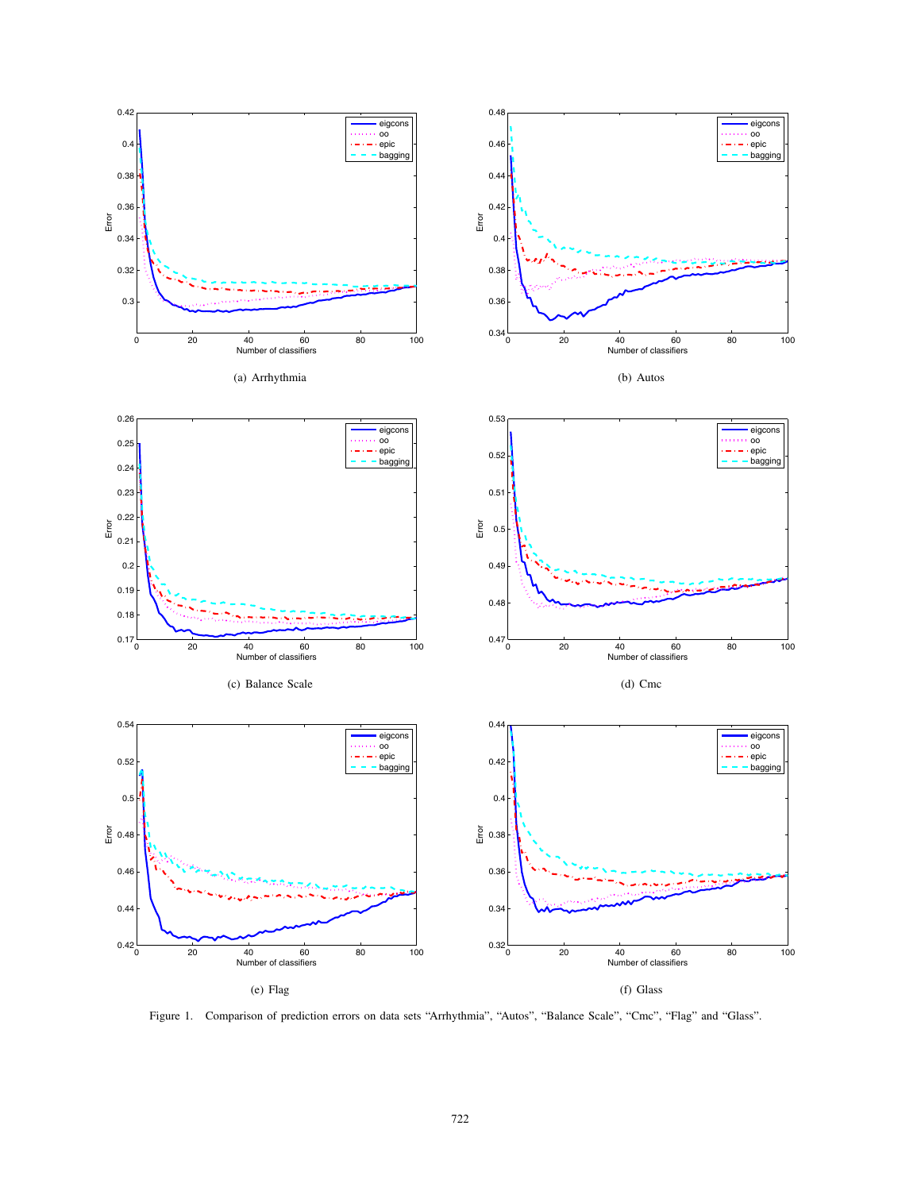(a) Arrhythmia

(b) Autos

(c) Balance Scale

(d) Cmc

(e) Flag

(f) Glass

Figure 1. Comparison of prediction errors on data sets “Arrhythmia”, “Autos”, “Balance Scale”, “Cmc”, “Flag” and “Glass”.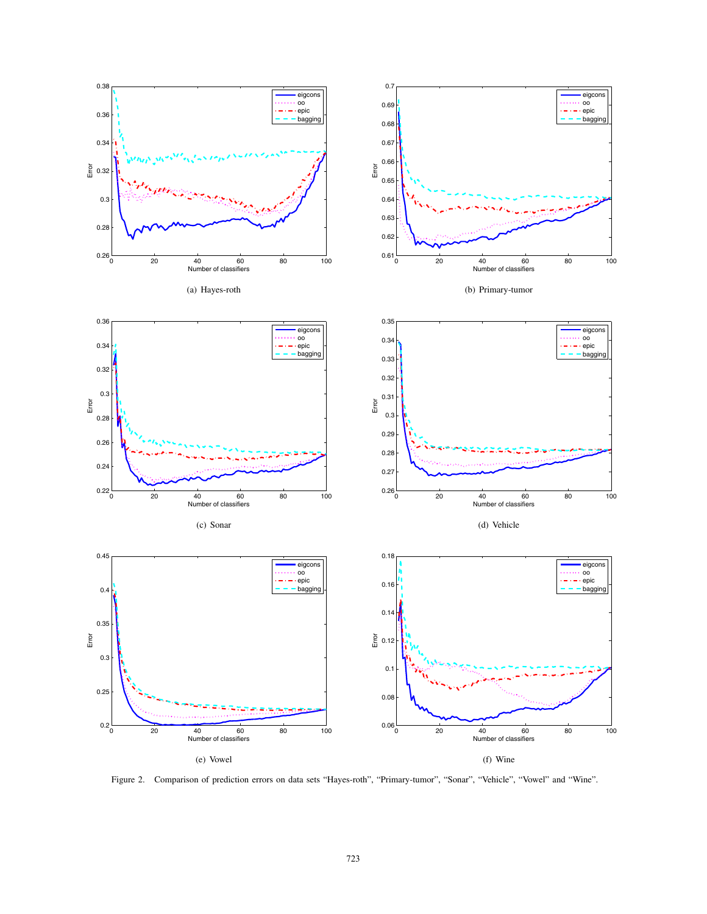(a) Hayes-roth

(b) Primary-tumor

(c) Sonar

(d) Vehicle

(e) Vowel

(f) Wine

Figure 2. Comparison of prediction errors on data sets "Hayes-roth", "Primary-tumor", "Sonar", "Vehicle", "Vowel" and "Wine".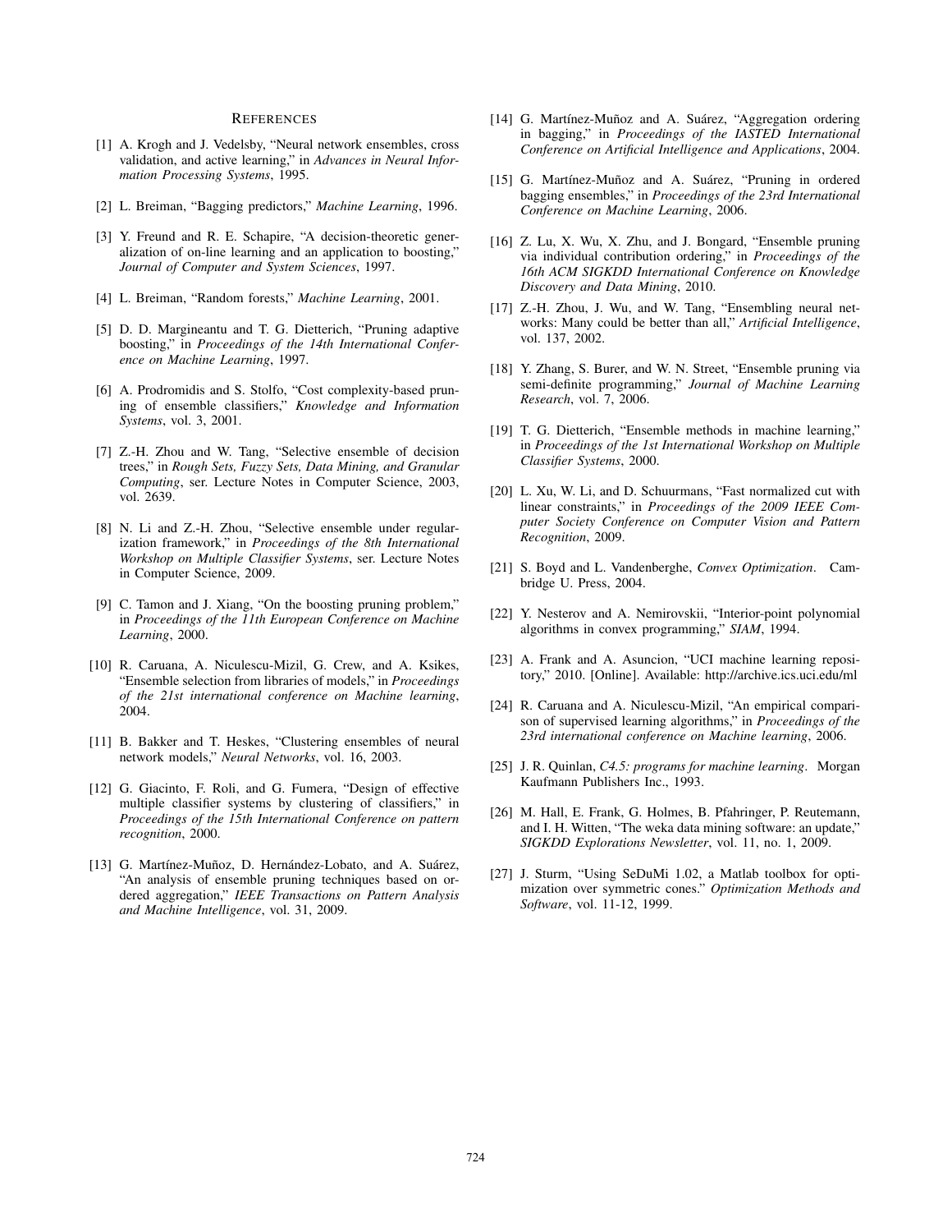# References

[1] A. Krogh and J. Vedelsby, "Neural network ensembles, cross validation, and active learning," in *Advances in Neural Information Processing Systems*, 1995.

[2] L. Breiman, "Bagging predictors," *Machine Learning*, 1996.

[3] Y. Freund and R. E. Schapire, "A decision-theoretic generalization of on-line learning and an application to boosting," *Journal of Computer and System Sciences*, 1997.

[4] L. Breiman, "Random forests," *Machine Learning*, 2001.

[5] D. D. Margineantu and T. G. Dietterich, "Pruning adaptive boosting," in *Proceedings of the 14th International Conference on Machine Learning*, 1997.

[6] A. Prodromidis and S. Stolfo, "Cost complexity-based pruning of ensemble classifiers," *Knowledge and Information Systems*, vol. 3, 2001.

[7] Z.-H. Zhou and W. Tang, "Selective ensemble of decision trees," in *Rough Sets, Fuzzy Sets, Data Mining, and Granular Computing*, ser. Lecture Notes in Computer Science, 2003, vol. 2639.

[8] N. Li and Z.-H. Zhou, "Selective ensemble under regularization framework," in *Proceedings of the 8th International Workshop on Multiple Classifier Systems*, ser. Lecture Notes in Computer Science, 2009.

[9] C. Tamon and J. Xiang, "On the boosting pruning problem," in *Proceedings of the 11th European Conference on Machine Learning*, 2000.

[10] R. Caruana, A. Niculescu-Mizil, G. Crew, and A. Ksikes, "Ensemble selection from libraries of models," in *Proceedings of the 21st international conference on Machine learning*, 2004.

[11] B. Bakker and T. Heskes, "Clustering ensembles of neural network models," *Neural Networks*, vol. 16, 2003.

[12] G. Giacinto, F. Roli, and G. Fumera, "Design of effective multiple classifier systems by clustering of classifiers," in *Proceedings of the 15th International Conference on pattern recognition*, 2000.

[13] G. Martínez-Muñoz, D. Hernández-Lobato, and A. Suárez, "An analysis of ensemble pruning techniques based on ordered aggregation," *IEEE Transactions on Pattern Analysis and Machine Intelligence*, vol. 31, 2009.

[14] G. Martínez-Muñoz and A. Suárez, "Aggregation ordering in bagging," in *Proceedings of the IASTED International Conference on Artificial Intelligence and Applications*, 2004.

[15] G. Martínez-Muñoz and A. Suárez, "Pruning in ordered bagging ensembles," in *Proceedings of the 23rd International Conference on Machine Learning*, 2006.

[16] Z. Lu, X. Wu, X. Zhu, and J. Bongard, "Ensemble pruning via individual contribution ordering," in *Proceedings of the 16th ACM SIGKDD International Conference on Knowledge Discovery and Data Mining*, 2010.

[17] Z.-H. Zhou, J. Wu, and W. Tang, "Ensembling neural networks: Many could be better than all," *Artificial Intelligence*, vol. 137, 2002.

[18] Y. Zhang, S. Burer, and W. N. Street, "Ensemble pruning via semi-definite programming," *Journal of Machine Learning Research*, vol. 7, 2006.

[19] T. G. Dietterich, "Ensemble methods in machine learning," in *Proceedings of the 1st International Workshop on Multiple Classifier Systems*, 2000.

[20] L. Xu, W. Li, and D. Schuurmans, "Fast normalized cut with linear constraints," in *Proceedings of the 2009 IEEE Computer Society Conference on Computer Vision and Pattern Recognition*, 2009.

[21] S. Boyd and L. Vandenberghe, *Convex Optimization*. Cambridge U. Press, 2004.

[22] Y. Nesterov and A. Nemirovskii, "Interior-point polynomial algorithms in convex programming," *SIAM*, 1994.

[23] A. Frank and A. Asuncion, "UCI machine learning repository," 2010. [Online]. Available: http://archive.ics.uci.edu/ml

[24] R. Caruana and A. Niculescu-Mizil, "An empirical comparison of supervised learning algorithms," in *Proceedings of the 23rd international conference on Machine learning*, 2006.

[25] J. R. Quinlan, *C4.5: programs for machine learning*. Morgan Kaufmann Publishers Inc., 1993.

[26] M. Hall, E. Frank, G. Holmes, B. Pfahringer, P. Reutemann, and I. H. Witten, "The weka data mining software: an update," *SIGKDD Explorations Newsletter*, vol. 11, no. 1, 2009.

[27] J. Sturm, "Using SeDuMi 1.02, a Matlab toolbox for optimization over symmetric cones." *Optimization Methods and Software*, vol. 11-12, 1999.